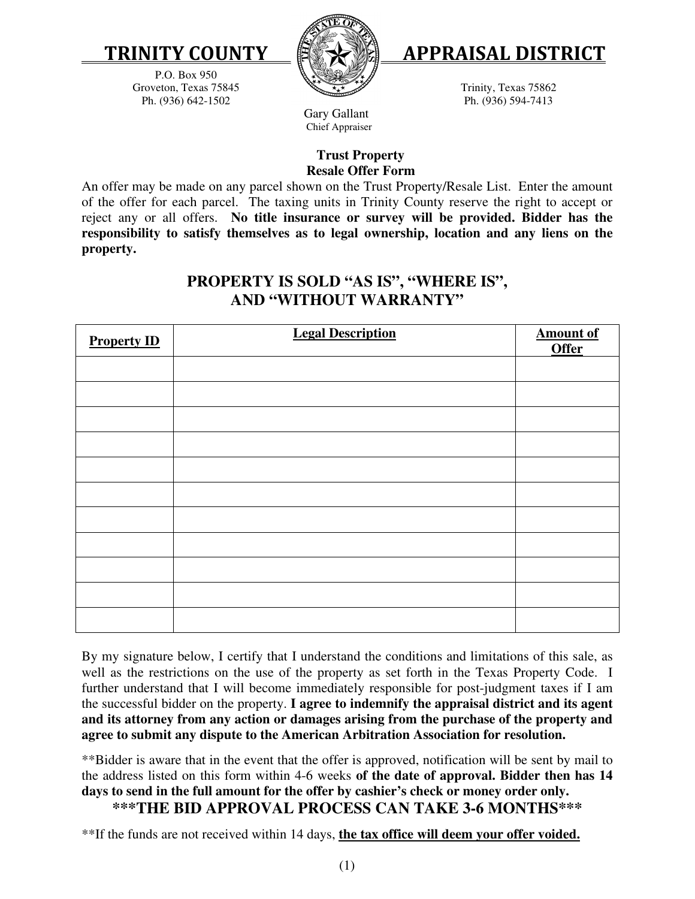# TRINITY COUNTY APPRAISAL DISTRICT

P.O. Box 950
Groveton, Texas 75845
Ph. (936) 642-1502

Trinity, Texas 75862
Ph. (936) 594-7413

Gary Gallant
Chief Appraiser

**Trust Property**
**Resale Offer Form**

An offer may be made on any parcel shown on the Trust Property/Resale List. Enter the amount of the offer for each parcel. The taxing units in Trinity County reserve the right to accept or reject any or all offers. **No title insurance or survey will be provided. Bidder has the responsibility to satisfy themselves as to legal ownership, location and any liens on the property.**

## PROPERTY IS SOLD "AS IS", "WHERE IS", AND "WITHOUT WARRANTY"

| Property ID | Legal Description | Amount of Offer |
|---|---|---|
| | | |
| | | |
| | | |
| | | |
| | | |
| | | |
| | | |
| | | |
| | | |
| | | |
| | | |

By my signature below, I certify that I understand the conditions and limitations of this sale, as well as the restrictions on the use of the property as set forth in the Texas Property Code. I further understand that I will become immediately responsible for post-judgment taxes if I am the successful bidder on the property. **I agree to indemnify the appraisal district and its agent and its attorney from any action or damages arising from the purchase of the property and agree to submit any dispute to the American Arbitration Association for resolution.**

**Bidder is aware that in the event that the offer is approved, notification will be sent by mail to the address listed on this form within 4-6 weeks **of the date of approval. Bidder then has 14 days to send in the full amount for the offer by cashier's check or money order only.**

**\*\*\*THE BID APPROVAL PROCESS CAN TAKE 3-6 MONTHS\*\*\***

**If the funds are not received within 14 days, **the tax office will deem your offer voided.**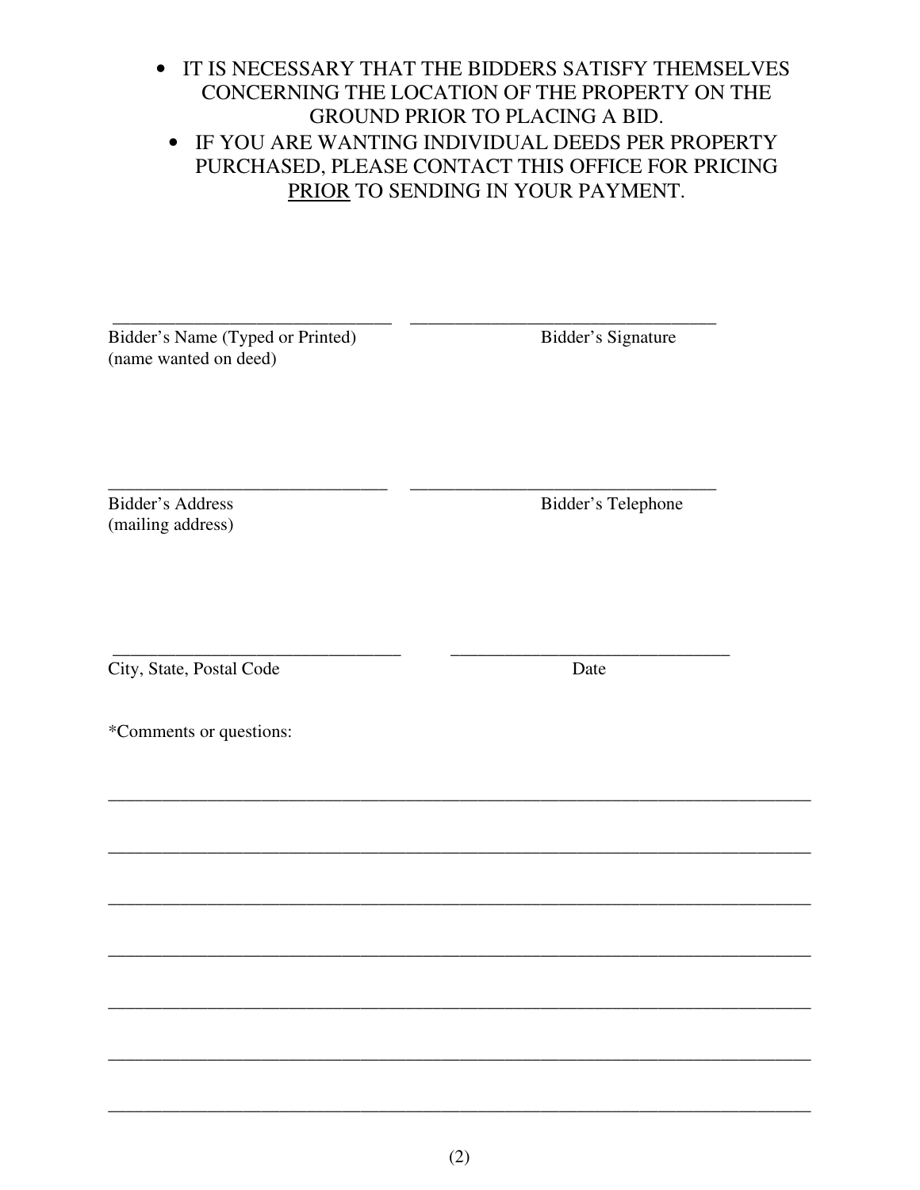- IT IS NECESSARY THAT THE BIDDERS SATISFY THEMSELVES CONCERNING THE LOCATION OF THE PROPERTY ON THE GROUND PRIOR TO PLACING A BID.
- IF YOU ARE WANTING INDIVIDUAL DEEDS PER PROPERTY PURCHASED, PLEASE CONTACT THIS OFFICE FOR PRICING <u>PRIOR</u> TO SENDING IN YOUR PAYMENT.

| | |
|---|---|
| ______________________________ | ______________________________ |
| Bidder's Name (Typed or Printed)<br>(name wanted on deed) | Bidder's Signature |
| ______________________________ | ______________________________ |
| Bidder's Address<br>(mailing address) | Bidder's Telephone |
| ______________________________ | ______________________________ |
| City, State, Postal Code | Date |

*Comments or questions:

______________________________________________________________________________

______________________________________________________________________________

______________________________________________________________________________

______________________________________________________________________________

______________________________________________________________________________

______________________________________________________________________________

______________________________________________________________________________